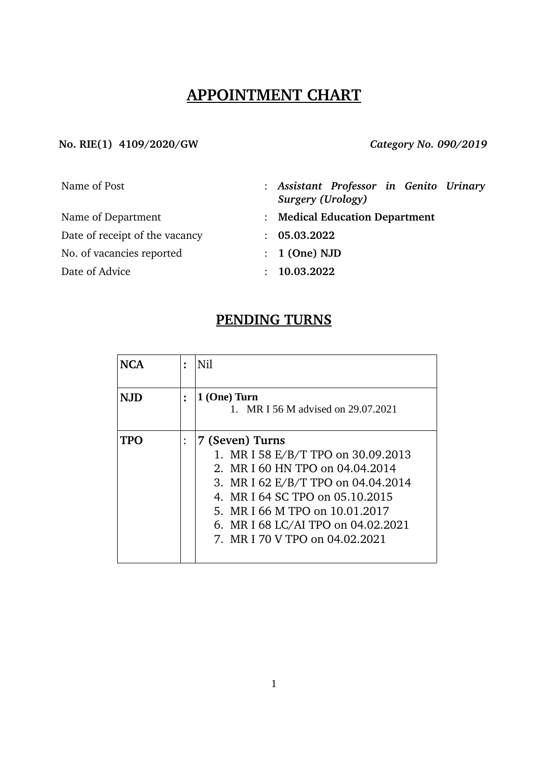# APPOINTMENT CHART

**No. RIE(1) 4109/2020/GW** *Category No. 090/2019*

| | | |
|---|---|---|
| Name of Post | : | ***Assistant Professor in Genito Urinary Surgery (Urology)*** |
| Name of Department | : | **Medical Education Department** |
| Date of receipt of the vacancy | : | **05.03.2022** |
| No. of vacancies reported | : | **1 (One) NJD** |
| Date of Advice | : | **10.03.2022** |

## PENDING TURNS

| | | |
|---|---|---|
| **NCA** | **:** | Nil |
| **NJD** | **:** | **1 (One) Turn**<br>1. MR I 56 M advised on 29.07.2021 |
| **TPO** | : | **7 (Seven) Turns**<br>1. MR I 58 E/B/T TPO on 30.09.2013<br>2. MR I 60 HN TPO on 04.04.2014<br>3. MR I 62 E/B/T TPO on 04.04.2014<br>4. MR I 64 SC TPO on 05.10.2015<br>5. MR I 66 M TPO on 10.01.2017<br>6. MR I 68 LC/AI TPO on 04.02.2021<br>7. MR I 70 V TPO on 04.02.2021 |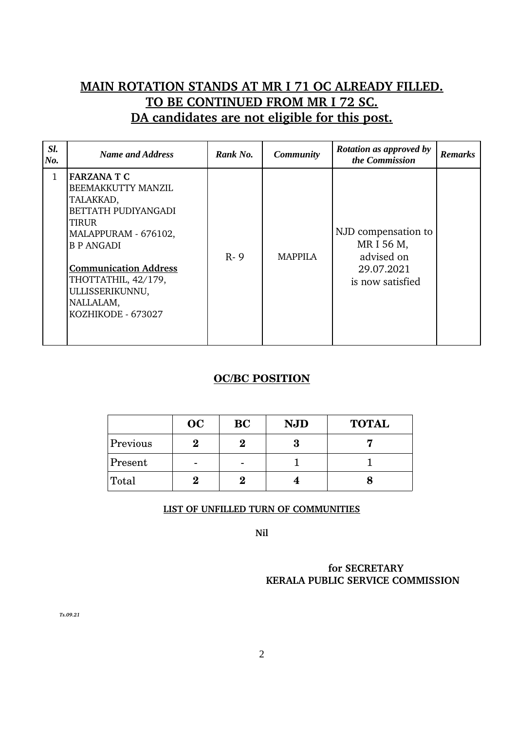**MAIN ROTATION STANDS AT MR I 71 OC ALREADY FILLED.**
**TO BE CONTINUED FROM MR I 72 SC.**
**DA candidates are not eligible for this post.**

| *Sl. No.* | *Name and Address* | *Rank No.* | *Community* | *Rotation as approved by the Commission* | *Remarks* |
|---|---|---|---|---|---|
| 1 | **FARZANA T C**<br>BEEMAKKUTTY MANZIL<br>TALAKKAD,<br>BETTATH PUDIYANGADI<br>TIRUR<br>MALAPPURAM - 676102,<br>B P ANGADI<br><br>**Communication Address**<br>THOTTATHIL, 42/179,<br>ULLISSERIKUNNU,<br>NALLALAM,<br>KOZHIKODE - 673027 | R- 9 | MAPPILA | NJD compensation to MR I 56 M, advised on 29.07.2021 is now satisfied | |

**OC/BC POSITION**

| | OC | BC | NJD | TOTAL |
|---|---|---|---|---|
| Previous | **2** | **2** | **3** | **7** |
| Present | - | - | 1 | 1 |
| Total | **2** | **2** | **4** | **8** |

**LIST OF UNFILLED TURN OF COMMUNITIES**

**Nil**

**for SECRETARY**
**KERALA PUBLIC SERVICE COMMISSION**

*Ts.09.21*